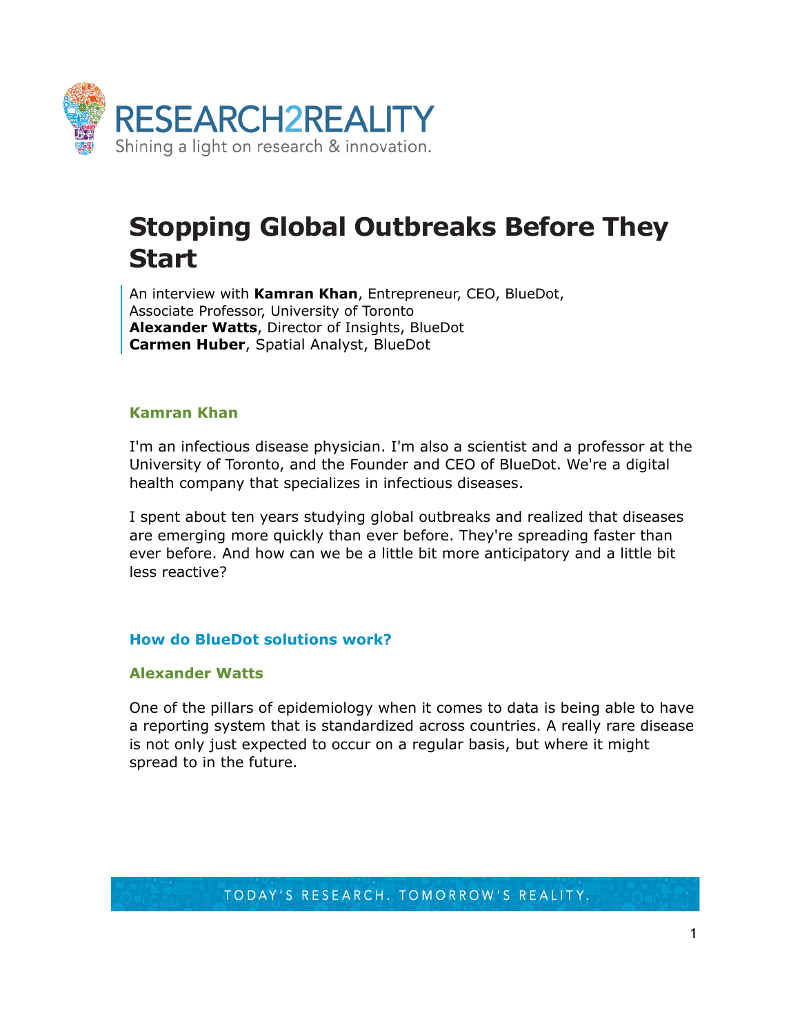# Stopping Global Outbreaks Before They Start

An interview with **Kamran Khan**, Entrepreneur, CEO, BlueDot, Associate Professor, University of Toronto
**Alexander Watts**, Director of Insights, BlueDot
**Carmen Huber**, Spatial Analyst, BlueDot

### Kamran Khan

I'm an infectious disease physician. I'm also a scientist and a professor at the University of Toronto, and the Founder and CEO of BlueDot. We're a digital health company that specializes in infectious diseases.

I spent about ten years studying global outbreaks and realized that diseases are emerging more quickly than ever before. They're spreading faster than ever before. And how can we be a little bit more anticipatory and a little bit less reactive?

## How do BlueDot solutions work?

### Alexander Watts

One of the pillars of epidemiology when it comes to data is being able to have a reporting system that is standardized across countries. A really rare disease is not only just expected to occur on a regular basis, but where it might spread to in the future.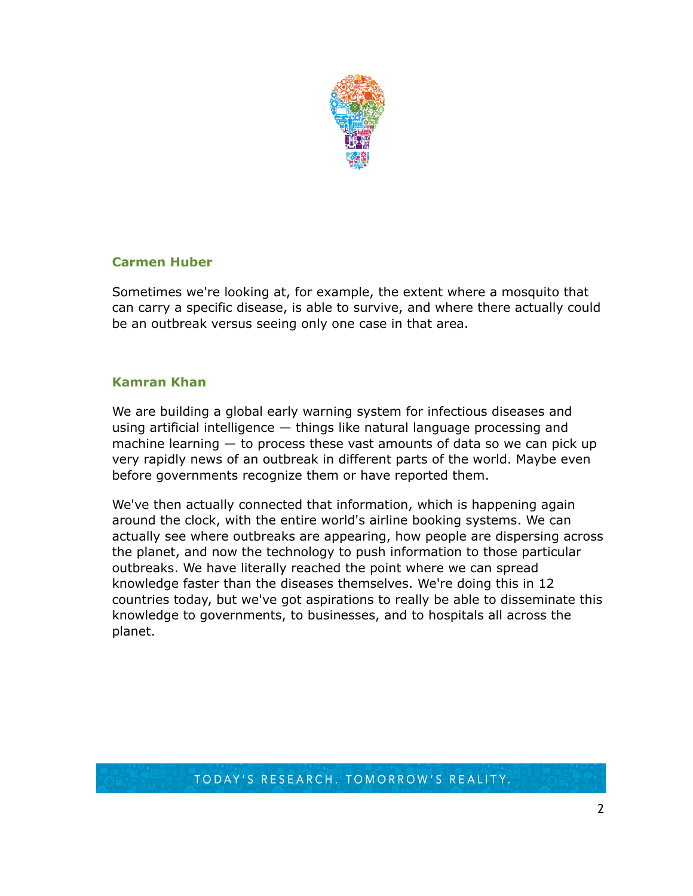**Carmen Huber**

Sometimes we're looking at, for example, the extent where a mosquito that can carry a specific disease, is able to survive, and where there actually could be an outbreak versus seeing only one case in that area.

**Kamran Khan**

We are building a global early warning system for infectious diseases and using artificial intelligence — things like natural language processing and machine learning — to process these vast amounts of data so we can pick up very rapidly news of an outbreak in different parts of the world. Maybe even before governments recognize them or have reported them.

We've then actually connected that information, which is happening again around the clock, with the entire world's airline booking systems. We can actually see where outbreaks are appearing, how people are dispersing across the planet, and now the technology to push information to those particular outbreaks. We have literally reached the point where we can spread knowledge faster than the diseases themselves. We're doing this in 12 countries today, but we've got aspirations to really be able to disseminate this knowledge to governments, to businesses, and to hospitals all across the planet.